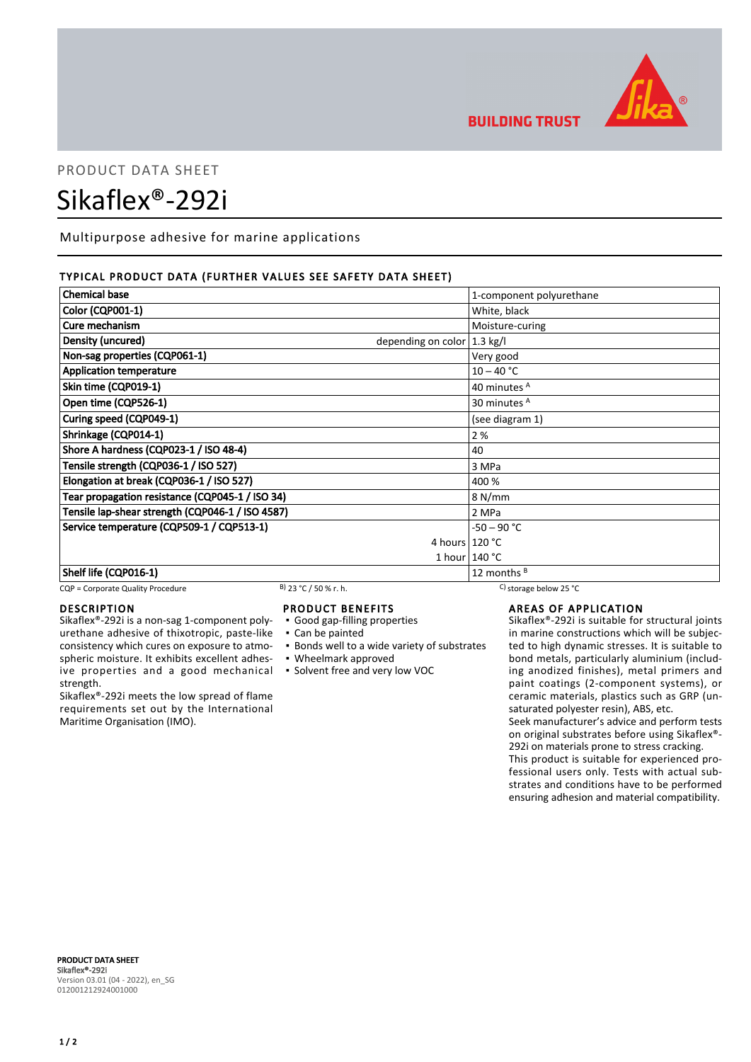BUILDING TRUST

PRODUCT DATA SHEET

# Sikaflex®-292i

Multipurpose adhesive for marine applications

## TYPICAL PRODUCT DATA (FURTHER VALUES SEE SAFETY DATA SHEET)

| Property | | Value |
|---|---|---|
| Chemical base | | 1-component polyurethane |
| Color (CQP001-1) | | White, black |
| Cure mechanism | | Moisture-curing |
| Density (uncured) | depending on color | 1.3 kg/l |
| Non-sag properties (CQP061-1) | | Very good |
| Application temperature | | 10 – 40 °C |
| Skin time (CQP019-1) | | 40 minutes [A] |
| Open time (CQP526-1) | | 30 minutes [A] |
| Curing speed (CQP049-1) | | (see diagram 1) |
| Shrinkage (CQP014-1) | | 2 % |
| Shore A hardness (CQP023-1 / ISO 48-4) | | 40 |
| Tensile strength (CQP036-1 / ISO 527) | | 3 MPa |
| Elongation at break (CQP036-1 / ISO 527) | | 400 % |
| Tear propagation resistance (CQP045-1 / ISO 34) | | 8 N/mm |
| Tensile lap-shear strength (CQP046-1 / ISO 4587) | | 2 MPa |
| Service temperature (CQP509-1 / CQP513-1) | | -50 – 90 °C |
| | 4 hours | 120 °C |
| | 1 hour | 140 °C |
| Shelf life (CQP016-1) | | 12 months [B] |

CQP = Corporate Quality Procedure B) 23 °C / 50 % r. h. C) storage below 25 °C

## DESCRIPTION

Sikaflex®-292i is a non-sag 1-component polyurethane adhesive of thixotropic, paste-like consistency which cures on exposure to atmospheric moisture. It exhibits excellent adhesive properties and a good mechanical strength.

Sikaflex®-292i meets the low spread of flame requirements set out by the International Maritime Organisation (IMO).

## PRODUCT BENEFITS

- Good gap-filling properties
- Can be painted
- Bonds well to a wide variety of substrates
- Wheelmark approved
- Solvent free and very low VOC

## AREAS OF APPLICATION

Sikaflex®-292i is suitable for structural joints in marine constructions which will be subjected to high dynamic stresses. It is suitable to bond metals, particularly aluminium (including anodized finishes), metal primers and paint coatings (2-component systems), or ceramic materials, plastics such as GRP (unsaturated polyester resin), ABS, etc.

Seek manufacturer's advice and perform tests on original substrates before using Sikaflex®-292i on materials prone to stress cracking.

This product is suitable for experienced professional users only. Tests with actual substrates and conditions have to be performed ensuring adhesion and material compatibility.

**PRODUCT DATA SHEET**
**Sikaflex®-292i**
Version 03.01 (04 - 2022), en_SG
012001212924001000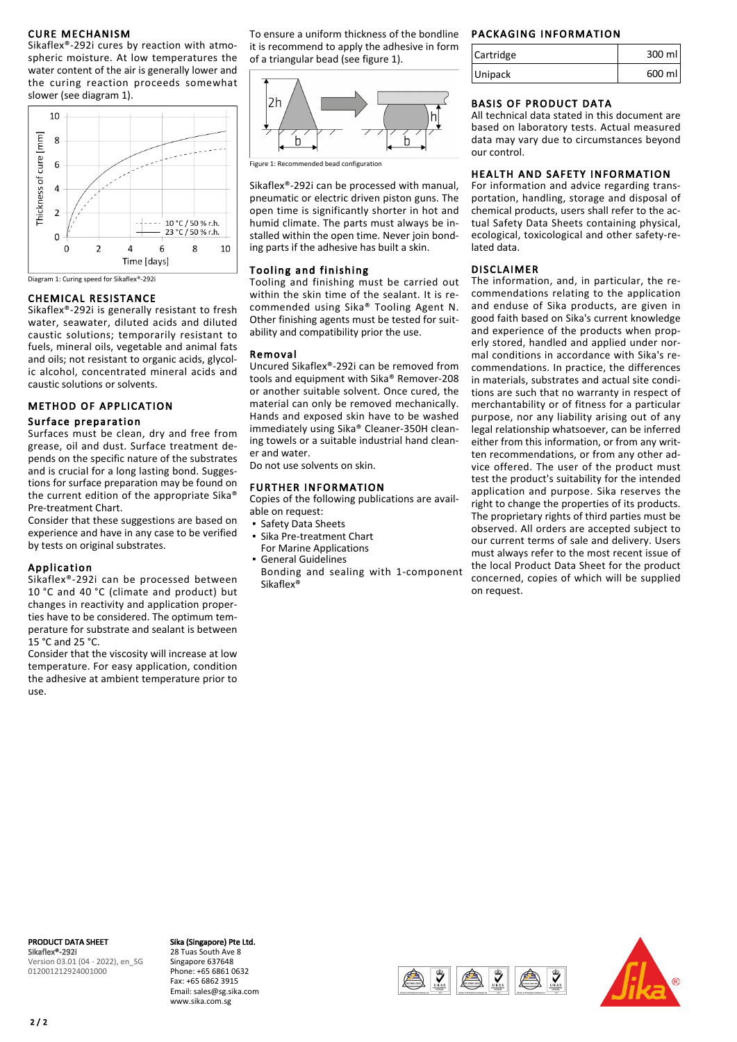## CURE MECHANISM

Sikaflex®-292i cures by reaction with atmospheric moisture. At low temperatures the water content of the air is generally lower and the curing reaction proceeds somewhat slower (see diagram 1).

Thickness of cure [mm]

10
8
6
4
2
0

0 2 4 6 8 10

Time [days]

10 °C / 50 % r.h.
23 °C / 50 % r.h.

Diagram 1: Curing speed for Sikaflex®-292i

## CHEMICAL RESISTANCE

Sikaflex®-292i is generally resistant to fresh water, seawater, diluted acids and diluted caustic solutions; temporarily resistant to fuels, mineral oils, vegetable and animal fats and oils; not resistant to organic acids, glycolic alcohol, concentrated mineral acids and caustic solutions or solvents.

## METHOD OF APPLICATION

### Surface preparation

Surfaces must be clean, dry and free from grease, oil and dust. Surface treatment depends on the specific nature of the substrates and is crucial for a long lasting bond. Suggestions for surface preparation may be found on the current edition of the appropriate Sika® Pre-treatment Chart.

Consider that these suggestions are based on experience and have in any case to be verified by tests on original substrates.

### Application

Sikaflex®-292i can be processed between 10 °C and 40 °C (climate and product) but changes in reactivity and application properties have to be considered. The optimum temperature for substrate and sealant is between 15 °C and 25 °C.

Consider that the viscosity will increase at low temperature. For easy application, condition the adhesive at ambient temperature prior to use.

To ensure a uniform thickness of the bondline it is recommend to apply the adhesive in form of a triangular bead (see figure 1).

2h
b
h
b

Figure 1: Recommended bead configuration

Sikaflex®-292i can be processed with manual, pneumatic or electric driven piston guns. The open time is significantly shorter in hot and humid climate. The parts must always be installed within the open time. Never join bonding parts if the adhesive has built a skin.

### Tooling and finishing

Tooling and finishing must be carried out within the skin time of the sealant. It is recommended using Sika® Tooling Agent N. Other finishing agents must be tested for suitability and compatibility prior the use.

### Removal

Uncured Sikaflex®-292i can be removed from tools and equipment with Sika® Remover-208 or another suitable solvent. Once cured, the material can only be removed mechanically. Hands and exposed skin have to be washed immediately using Sika® Cleaner-350H cleaning towels or a suitable industrial hand cleaner and water.

Do not use solvents on skin.

## FURTHER INFORMATION

Copies of the following publications are available on request:

- Safety Data Sheets
- Sika Pre-treatment Chart For Marine Applications
- General Guidelines Bonding and sealing with 1-component Sikaflex®

## PACKAGING INFORMATION

| | |
|---|---|
| Cartridge | 300 ml |
| Unipack | 600 ml |

## BASIS OF PRODUCT DATA

All technical data stated in this document are based on laboratory tests. Actual measured data may vary due to circumstances beyond our control.

## HEALTH AND SAFETY INFORMATION

For information and advice regarding transportation, handling, storage and disposal of chemical products, users shall refer to the actual Safety Data Sheets containing physical, ecological, toxicological and other safety-related data.

## DISCLAIMER

The information, and, in particular, the recommendations relating to the application and enduse of Sika products, are given in good faith based on Sika's current knowledge and experience of the products when properly stored, handled and applied under normal conditions in accordance with Sika's recommendations. In practice, the differences in materials, substrates and actual site conditions are such that no warranty in respect of merchantability or of fitness for a particular purpose, nor any liability arising out of any legal relationship whatsoever, can be inferred either from this information, or from any written recommendations, or from any other advice offered. The user of the product must test the product's suitability for the intended application and purpose. Sika reserves the right to change the properties of its products. The proprietary rights of third parties must be observed. All orders are accepted subject to our current terms of sale and delivery. Users must always refer to the most recent issue of the local Product Data Sheet for the product concerned, copies of which will be supplied on request.

**PRODUCT DATA SHEET**
**Sikaflex®-292i**
Version 03.01 (04 - 2022), en_SG
012001212924001000

**Sika (Singapore) Pte Ltd.**
28 Tuas South Ave 8
Singapore 637648
Phone: +65 6861 0632
Fax: +65 6862 3915
Email: sales@sg.sika.com
www.sika.com.sg